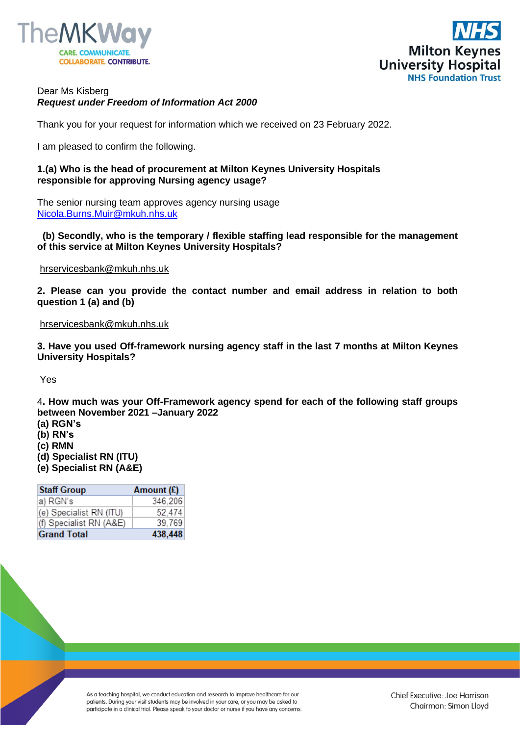Dear Ms Kisberg

***Request under Freedom of Information Act 2000***

Thank you for your request for information which we received on 23 February 2022.

I am pleased to confirm the following.

**1.(a) Who is the head of procurement at Milton Keynes University Hospitals responsible for approving Nursing agency usage?**

The senior nursing team approves agency nursing usage
Nicola.Burns.Muir@mkuh.nhs.uk

**(b) Secondly, who is the temporary / flexible staffing lead responsible for the management of this service at Milton Keynes University Hospitals?**

hrservicesbank@mkuh.nhs.uk

**2. Please can you provide the contact number and email address in relation to both question 1 (a) and (b)**

hrservicesbank@mkuh.nhs.uk

**3. Have you used Off-framework nursing agency staff in the last 7 months at Milton Keynes University Hospitals?**

Yes

4. **How much was your Off-Framework agency spend for each of the following staff groups between November 2021 –January 2022**
**(a) RGN's**
**(b) RN's**
**(c) RMN**
**(d) Specialist RN (ITU)**
**(e) Specialist RN (A&E)**

| Staff Group | Amount (£) |
|---|---|
| a) RGN's | 346,206 |
| (e) Specialist RN (ITU) | 52,474 |
| (f) Specialist RN (A&E) | 39,769 |
| **Grand Total** | **438,448** |

As a teaching hospital, we conduct education and research to improve healthcare for our patients. During your visit students may be involved in your care, or you may be asked to participate in a clinical trial. Please speak to your doctor or nurse if you have any concerns.

Chief Executive: Joe Harrison
Chairman: Simon Lloyd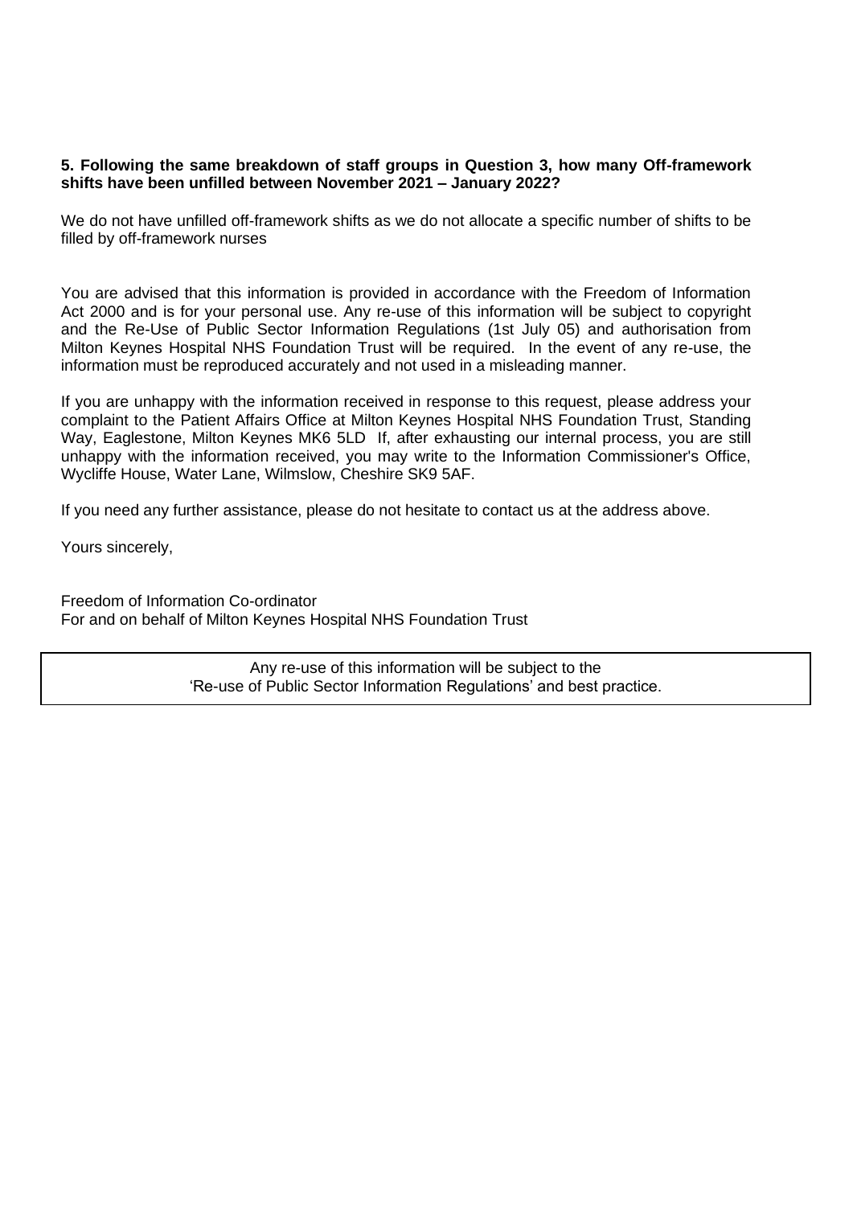**5. Following the same breakdown of staff groups in Question 3, how many Off-framework shifts have been unfilled between November 2021 – January 2022?**

We do not have unfilled off-framework shifts as we do not allocate a specific number of shifts to be filled by off-framework nurses

You are advised that this information is provided in accordance with the Freedom of Information Act 2000 and is for your personal use. Any re-use of this information will be subject to copyright and the Re-Use of Public Sector Information Regulations (1st July 05) and authorisation from Milton Keynes Hospital NHS Foundation Trust will be required. In the event of any re-use, the information must be reproduced accurately and not used in a misleading manner.

If you are unhappy with the information received in response to this request, please address your complaint to the Patient Affairs Office at Milton Keynes Hospital NHS Foundation Trust, Standing Way, Eaglestone, Milton Keynes MK6 5LD If, after exhausting our internal process, you are still unhappy with the information received, you may write to the Information Commissioner's Office, Wycliffe House, Water Lane, Wilmslow, Cheshire SK9 5AF.

If you need any further assistance, please do not hesitate to contact us at the address above.

Yours sincerely,

Freedom of Information Co-ordinator
For and on behalf of Milton Keynes Hospital NHS Foundation Trust

Any re-use of this information will be subject to the
'Re-use of Public Sector Information Regulations' and best practice.